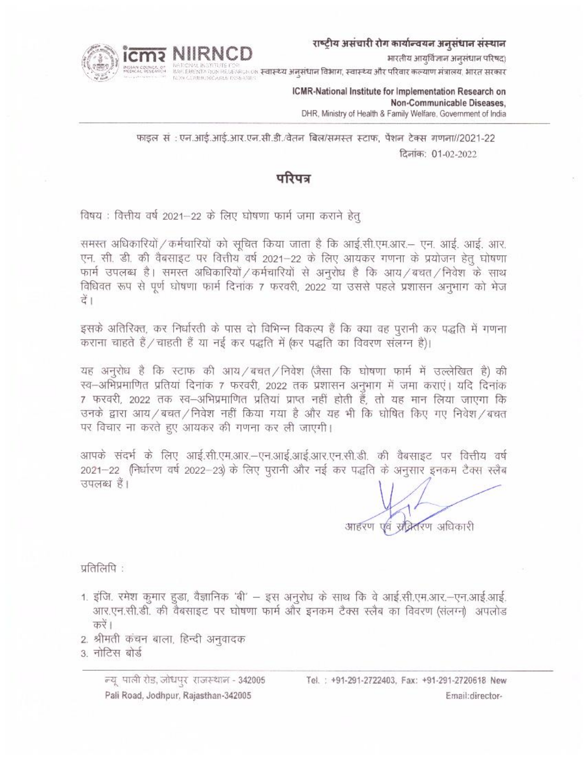राष्ट्रीय असंचारी रोग कार्यान्वयन अनुसंधान संस्थान

भारतीय आयुर्विज्ञान अनुसंधान परिषद)

icmr NIIRNCD

स्वास्थ्य अनुसंधान विभाग, स्वास्थ्य और परिवार कल्याण मंत्रालय, भारत सरकार

**ICMR-National Institute for Implementation Research on Non-Communicable Diseases,**

DHR, Ministry of Health & Family Welfare, Government of India

---

फाइल सं : एन.आई.आई.आर.एन.सी.डी./वेतन बिल/समस्त स्टाफ, पैंशन टेक्स गणना//2021-22

दिनांक: 01-02-2022

# परिपत्र

विषय : वित्तीय वर्ष 2021–22 के लिए घोषणा फार्म जमा कराने हेतु

समस्त अधिकारियों/कर्मचारियों को सूचित किया जाता है कि आई.सी.एम.आर.– एन. आई. आई. आर. एन. सी. डी. की वैबसाइट पर वित्तीय वर्ष 2021–22 के लिए आयकर गणना के प्रयोजन हेतु घोषणा फार्म उपलब्ध है। समस्त अधिकारियों/कर्मचारियों से अनुरोध है कि आय/बचत/निवेश के साथ विधिवत रूप से पूर्ण घोषणा फार्म दिनांक 7 फरवरी, 2022 या उससे पहले प्रशासन अनुभाग को भेज दें।

इसके अतिरिक्त, कर निर्धारती के पास दो विभिन्न विकल्प हैं कि क्या वह पुरानी कर पद्धति में गणना कराना चाहते हैं/चाहती हैं या नई कर पद्धति में (कर पद्धति का विवरण संलग्न है)।

यह अनुरोध है कि स्टाफ की आय/बचत/निवेश (जैसा कि घोषणा फार्म में उल्लेखित है) की स्व–अभिप्रमाणित प्रतियां दिनांक 7 फरवरी, 2022 तक प्रशासन अनुभाग में जमा कराएं। यदि दिनांक 7 फरवरी, 2022 तक स्व–अभिप्रमाणित प्रतियां प्राप्त नहीं होती हैं, तो यह मान लिया जाएगा कि उनके द्वारा आय/बचत/निवेश नहीं किया गया है और यह भी कि घोषित किए गए निवेश/बचत पर विचार ना करते हुए आयकर की गणना कर ली जाएगी।

आपके संदर्भ के लिए आई.सी.एम.आर.–एन.आई.आई.आर.एन.सी.डी. की वैबसाइट पर वित्तीय वर्ष 2021–22 (निर्धारण वर्ष 2022–23) के लिए पुरानी और नई कर पद्धति के अनुसार इनकम टैक्स स्लैब उपलब्ध हैं।

आहरण एवं संवितरण अधिकारी

प्रतिलिपि :

1. इंजि. रमेश कुमार हुडा, वैज्ञानिक 'बी' – इस अनुरोध के साथ कि वे आई.सी.एम.आर.–एन.आई.आई. आर.एन.सी.डी. की वैबसाइट पर घोषणा फार्म और इनकम टैक्स स्लैब का विवरण (संलग्न) अपलोड करें।
2. श्रीमती कंचन बाला, हिन्दी अनुवादक
3. नोटिस बोर्ड

---

न्यू पाली रोड, जोधपुर राजस्थान - 342005
Pali Road, Jodhpur, Rajasthan-342005

Tel. : +91-291-2722403, Fax: +91-291-2720618 New
Email:director-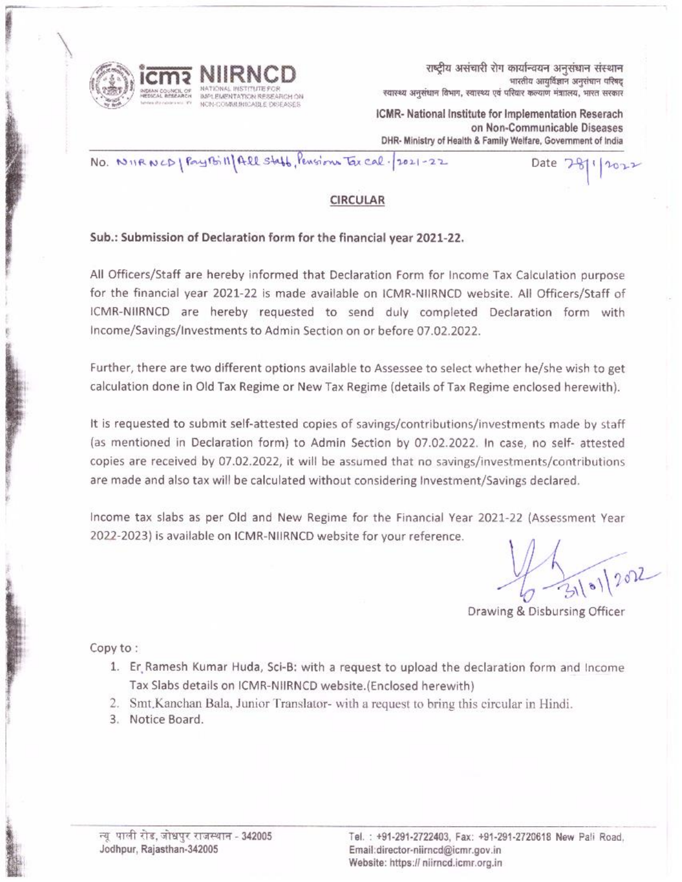राष्ट्रीय असंचारी रोग कार्यान्वयन अनुसंधान संस्थान
भारतीय आयुर्विज्ञान अनुसंधान परिषद्
स्वास्थ्य अनुसंधान विभाग, स्वास्थ्य एवं परिवार कल्याण मंत्रालय, भारत सरकार

**ICMR- National Institute for Implementation Reserach on Non-Communicable Diseases**
DHR- Ministry of Health & Family Welfare, Government of India

No. NIIRNCD/PayBill/All Staff, Pensions Tax Cal./2021-22 Date 28/1/2022

## CIRCULAR

**Sub.: Submission of Declaration form for the financial year 2021-22.**

All Officers/Staff are hereby informed that Declaration Form for Income Tax Calculation purpose for the financial year 2021-22 is made available on ICMR-NIIRNCD website. All Officers/Staff of ICMR-NIIRNCD are hereby requested to send duly completed Declaration form with Income/Savings/Investments to Admin Section on or before 07.02.2022.

Further, there are two different options available to Assessee to select whether he/she wish to get calculation done in Old Tax Regime or New Tax Regime (details of Tax Regime enclosed herewith).

It is requested to submit self-attested copies of savings/contributions/investments made by staff (as mentioned in Declaration form) to Admin Section by 07.02.2022. In case, no self- attested copies are received by 07.02.2022, it will be assumed that no savings/investments/contributions are made and also tax will be calculated without considering Investment/Savings declared.

Income tax slabs as per Old and New Regime for the Financial Year 2021-22 (Assessment Year 2022-2023) is available on ICMR-NIIRNCD website for your reference.

31/01/2022

Drawing & Disbursing Officer

Copy to :

1. Er. Ramesh Kumar Huda, Sci-B: with a request to upload the declaration form and Income Tax Slabs details on ICMR-NIIRNCD website.(Enclosed herewith)
2. Smt.Kanchan Bala, Junior Translator- with a request to bring this circular in Hindi.
3. Notice Board.

न्यू पाली रोड, जोधपुर राजस्थान - 342005
Jodhpur, Rajasthan-342005

Tel. : +91-291-2722403, Fax: +91-291-2720618 New Pali Road,
Email:director-niirncd@icmr.gov.in
Website: https:// niirncd.icmr.org.in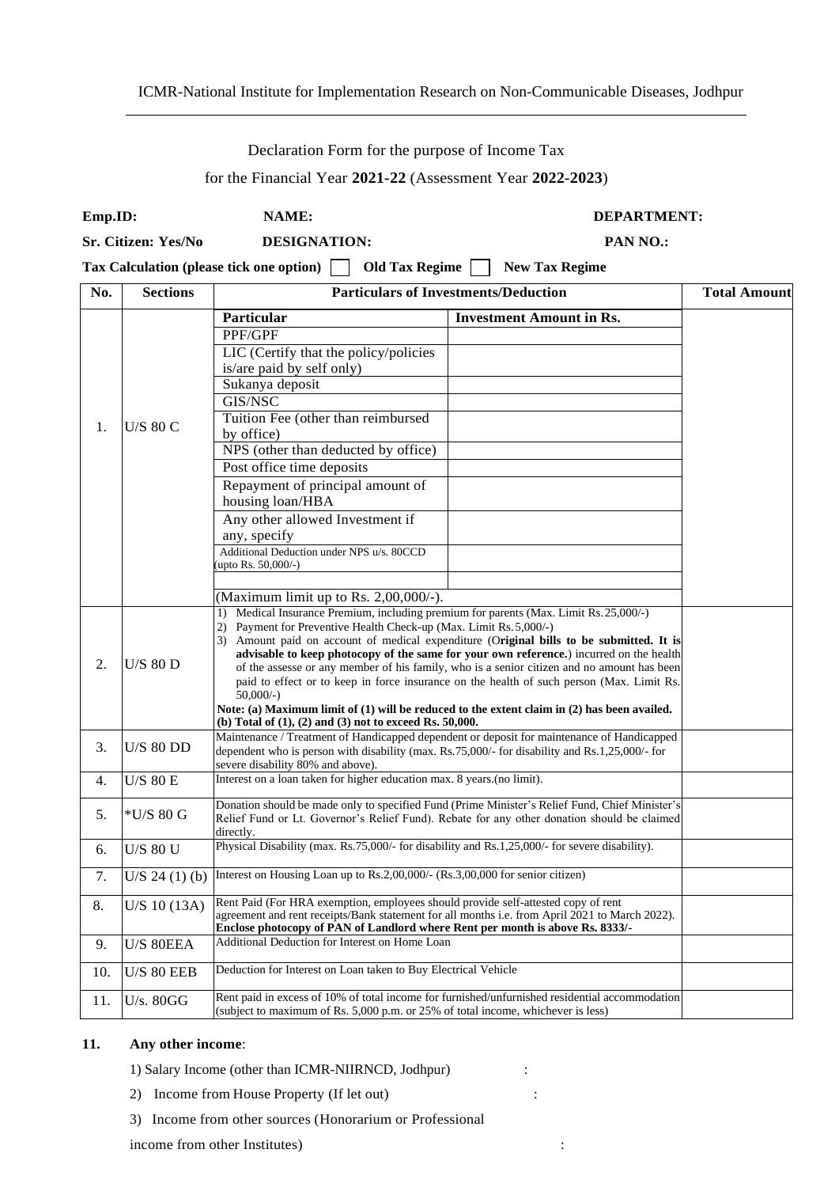ICMR-National Institute for Implementation Research on Non-Communicable Diseases, Jodhpur

Declaration Form for the purpose of Income Tax

for the Financial Year **2021-22** (Assessment Year **2022-2023**)

**Emp.ID:** **NAME:** **DEPARTMENT:**

**Sr. Citizen: Yes/No** **DESIGNATION:** **PAN NO.:**

**Tax Calculation (please tick one option)** ☐ **Old Tax Regime** ☐ **New Tax Regime**

| No. | Sections | Particulars of Investments/Deduction | | Total Amount |
|---|---|---|---|---|
| 1. | U/S 80 C | **Particular** | **Investment Amount in Rs.** | |
| | | PPF/GPF | | |
| | | LIC (Certify that the policy/policies is/are paid by self only) | | |
| | | Sukanya deposit | | |
| | | GIS/NSC | | |
| | | Tuition Fee (other than reimbursed by office) | | |
| | | NPS (other than deducted by office) | | |
| | | Post office time deposits | | |
| | | Repayment of principal amount of housing loan/HBA | | |
| | | Any other allowed Investment if any, specify | | |
| | | Additional Deduction under NPS u/s. 80CCD (upto Rs. 50,000/-) | | |
| | | | | |
| | | (Maximum limit up to Rs. 2,00,000/-). | | |
| 2. | U/S 80 D | 1) Medical Insurance Premium, including premium for parents (Max. Limit Rs.25,000/-)<br>2) Payment for Preventive Health Check-up (Max. Limit Rs.5,000/-)<br>3) Amount paid on account of medical expenditure (**Original bills to be submitted. It is advisable to keep photocopy of the same for your own reference.**) incurred on the health of the assesse or any member of his family, who is a senior citizen and no amount has been paid to effect or to keep in force insurance on the health of such person (Max. Limit Rs. 50,000/-)<br>**Note: (a) Maximum limit of (1) will be reduced to the extent claim in (2) has been availed. (b) Total of (1), (2) and (3) not to exceed Rs. 50,000.** | | |
| 3. | U/S 80 DD | Maintenance / Treatment of Handicapped dependent or deposit for maintenance of Handicapped dependent who is person with disability (max. Rs.75,000/- for disability and Rs.1,25,000/- for severe disability 80% and above). | | |
| 4. | U/S 80 E | Interest on a loan taken for higher education max. 8 years.(no limit). | | |
| 5. | *U/S 80 G | Donation should be made only to specified Fund (Prime Minister's Relief Fund, Chief Minister's Relief Fund or Lt. Governor's Relief Fund). Rebate for any other donation should be claimed directly. | | |
| 6. | U/S 80 U | Physical Disability (max. Rs.75,000/- for disability and Rs.1,25,000/- for severe disability). | | |
| 7. | U/S 24 (1) (b) | Interest on Housing Loan up to Rs.2,00,000/- (Rs.3,00,000 for senior citizen) | | |
| 8. | U/S 10 (13A) | Rent Paid (For HRA exemption, employees should provide self-attested copy of rent agreement and rent receipts/Bank statement for all months i.e. from April 2021 to March 2022). **Enclose photocopy of PAN of Landlord where Rent per month is above Rs. 8333/-** | | |
| 9. | U/S 80EEA | Additional Deduction for Interest on Home Loan | | |
| 10. | U/S 80 EEB | Deduction for Interest on Loan taken to Buy Electrical Vehicle | | |
| 11. | U/s. 80GG | Rent paid in excess of 10% of total income for furnished/unfurnished residential accommodation (subject to maximum of Rs. 5,000 p.m. or 25% of total income, whichever is less) | | |

**11. Any other income**:

1) Salary Income (other than ICMR-NIIRNCD, Jodhpur) :

2) Income from House Property (If let out) :

3) Income from other sources (Honorarium or Professional income from other Institutes) :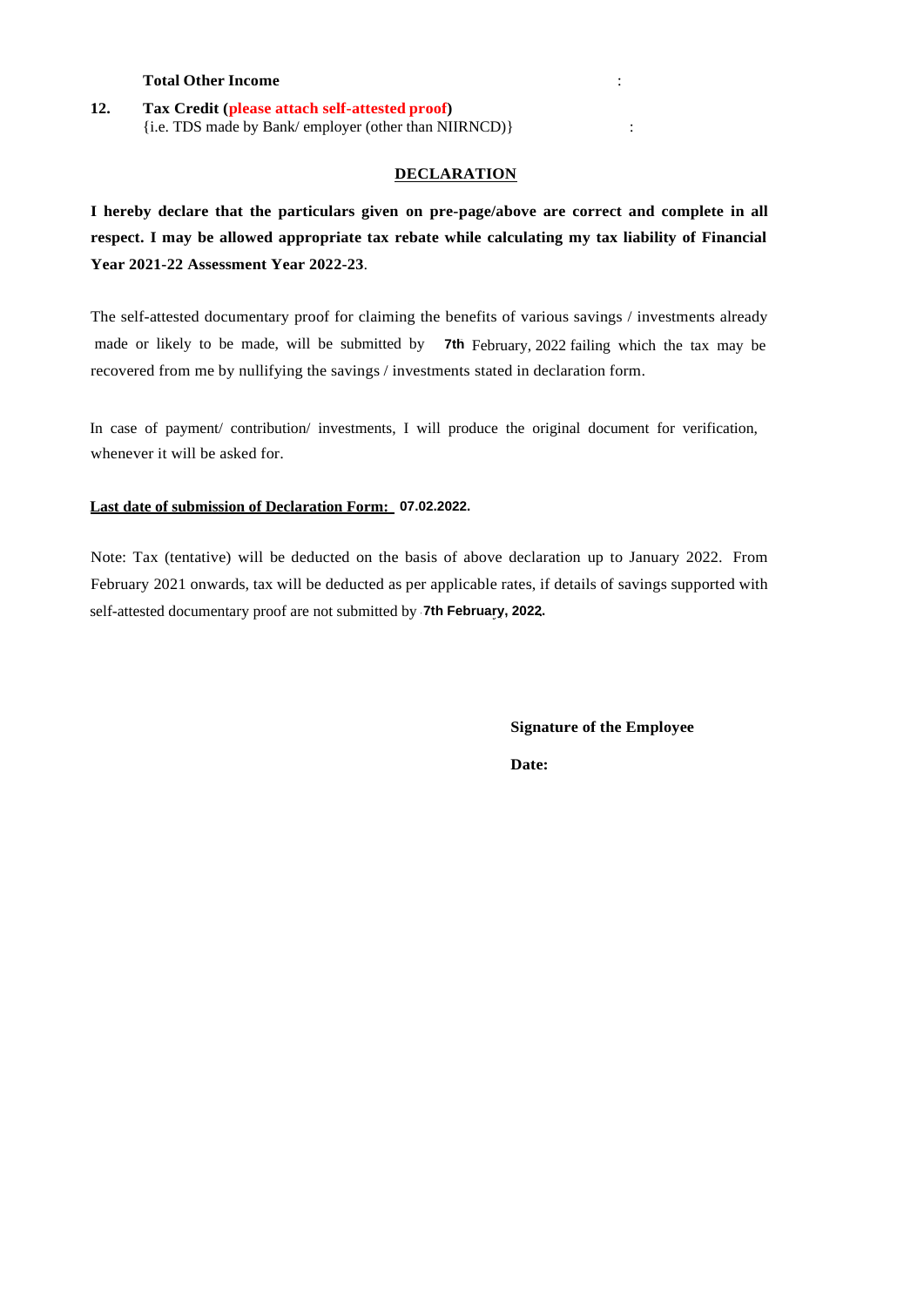**Total Other Income** :

**12.** **Tax Credit (please attach self-attested proof)**
{i.e. TDS made by Bank/ employer (other than NIIRNCD)} :

## DECLARATION

**I hereby declare that the particulars given on pre-page/above are correct and complete in all respect. I may be allowed appropriate tax rebate while calculating my tax liability of Financial Year 2021-22 Assessment Year 2022-23**.

The self-attested documentary proof for claiming the benefits of various savings / investments already made or likely to be made, will be submitted by **7th** February, 2022 failing which the tax may be recovered from me by nullifying the savings / investments stated in declaration form.

In case of payment/ contribution/ investments, I will produce the original document for verification, whenever it will be asked for.

**Last date of submission of Declaration Form: 07.02.2022.**

Note: Tax (tentative) will be deducted on the basis of above declaration up to January 2022. From February 2021 onwards, tax will be deducted as per applicable rates, if details of savings supported with self-attested documentary proof are not submitted by **7th February, 2022.**

**Signature of the Employee**

**Date:**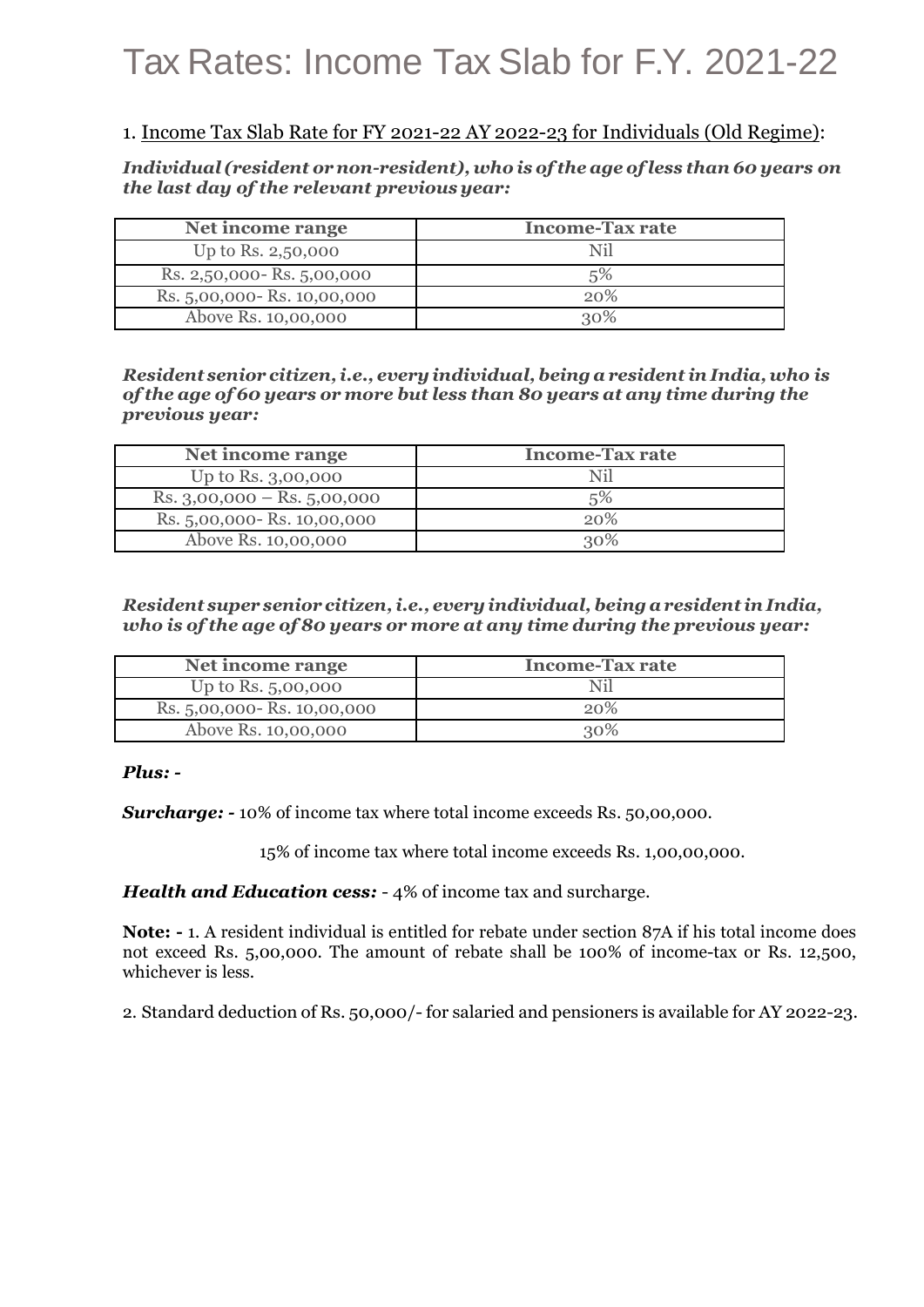# Tax Rates: Income Tax Slab for F.Y. 2021-22

1. Income Tax Slab Rate for FY 2021-22 AY 2022-23 for Individuals (Old Regime):

***Individual (resident or non-resident), who is of the age of less than 60 years on the last day of the relevant previous year:***

| Net income range | Income-Tax rate |
|---|---|
| Up to Rs. 2,50,000 | Nil |
| Rs. 2,50,000- Rs. 5,00,000 | 5% |
| Rs. 5,00,000- Rs. 10,00,000 | 20% |
| Above Rs. 10,00,000 | 30% |

***Resident senior citizen, i.e., every individual, being a resident in India, who is of the age of 60 years or more but less than 80 years at any time during the previous year:***

| Net income range | Income-Tax rate |
|---|---|
| Up to Rs. 3,00,000 | Nil |
| Rs. 3,00,000 – Rs. 5,00,000 | 5% |
| Rs. 5,00,000- Rs. 10,00,000 | 20% |
| Above Rs. 10,00,000 | 30% |

***Resident super senior citizen, i.e., every individual, being a resident in India, who is of the age of 80 years or more at any time during the previous year:***

| Net income range | Income-Tax rate |
|---|---|
| Up to Rs. 5,00,000 | Nil |
| Rs. 5,00,000- Rs. 10,00,000 | 20% |
| Above Rs. 10,00,000 | 30% |

***Plus: -***

***Surcharge: -*** 10% of income tax where total income exceeds Rs. 50,00,000.

15% of income tax where total income exceeds Rs. 1,00,00,000.

***Health and Education cess:*** - 4% of income tax and surcharge.

**Note: -** 1. A resident individual is entitled for rebate under section 87A if his total income does not exceed Rs. 5,00,000. The amount of rebate shall be 100% of income-tax or Rs. 12,500, whichever is less.

2. Standard deduction of Rs. 50,000/- for salaried and pensioners is available for AY 2022-23.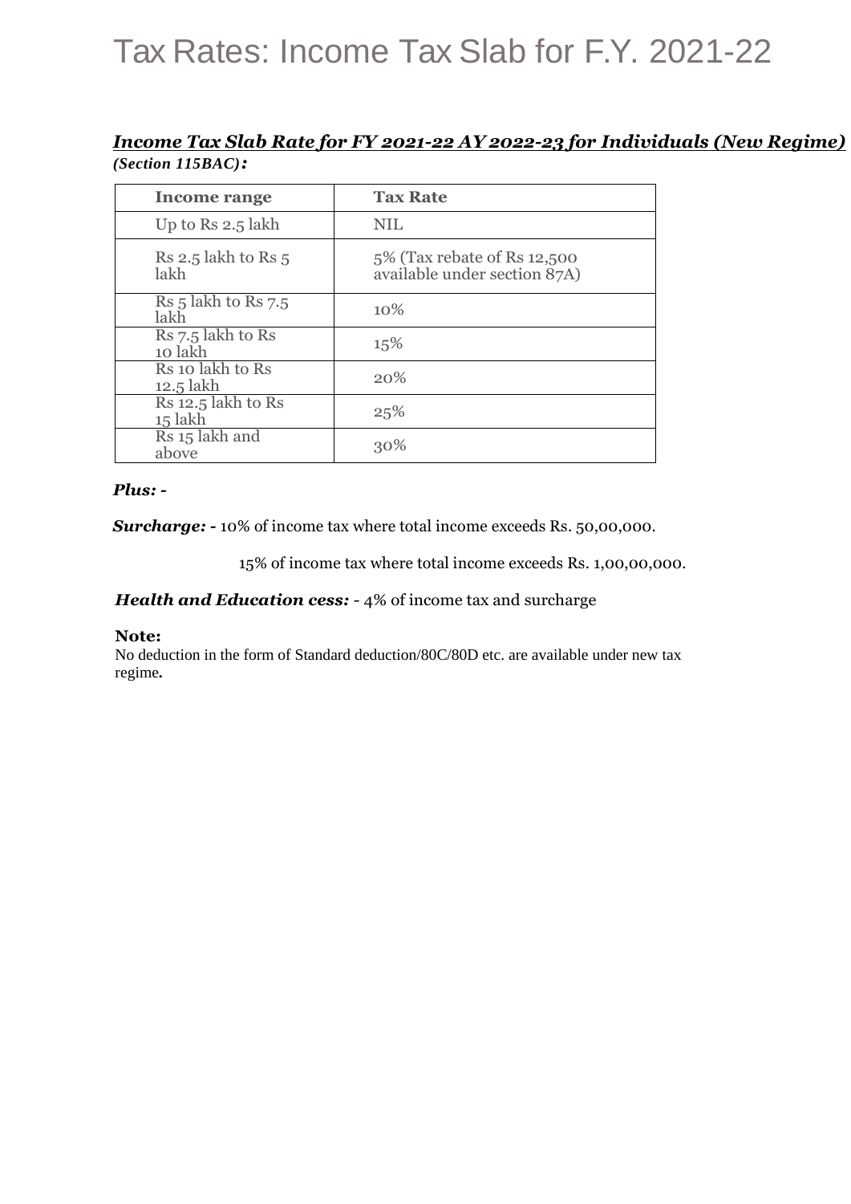# Tax Rates: Income Tax Slab for F.Y. 2021-22

***Income Tax Slab Rate for FY 2021-22 AY 2022-23 for Individuals (New Regime)***
***(Section 115BAC):***

| Income range | Tax Rate |
|---|---|
| Up to Rs 2.5 lakh | NIL |
| Rs 2.5 lakh to Rs 5 lakh | 5% (Tax rebate of Rs 12,500 available under section 87A) |
| Rs 5 lakh to Rs 7.5 lakh | 10% |
| Rs 7.5 lakh to Rs 10 lakh | 15% |
| Rs 10 lakh to Rs 12.5 lakh | 20% |
| Rs 12.5 lakh to Rs 15 lakh | 25% |
| Rs 15 lakh and above | 30% |

***Plus: -***

***Surcharge: -*** 10% of income tax where total income exceeds Rs. 50,00,000.

15% of income tax where total income exceeds Rs. 1,00,00,000.

***Health and Education cess:*** - 4% of income tax and surcharge

**Note:**
No deduction in the form of Standard deduction/80C/80D etc. are available under new tax regime**.**